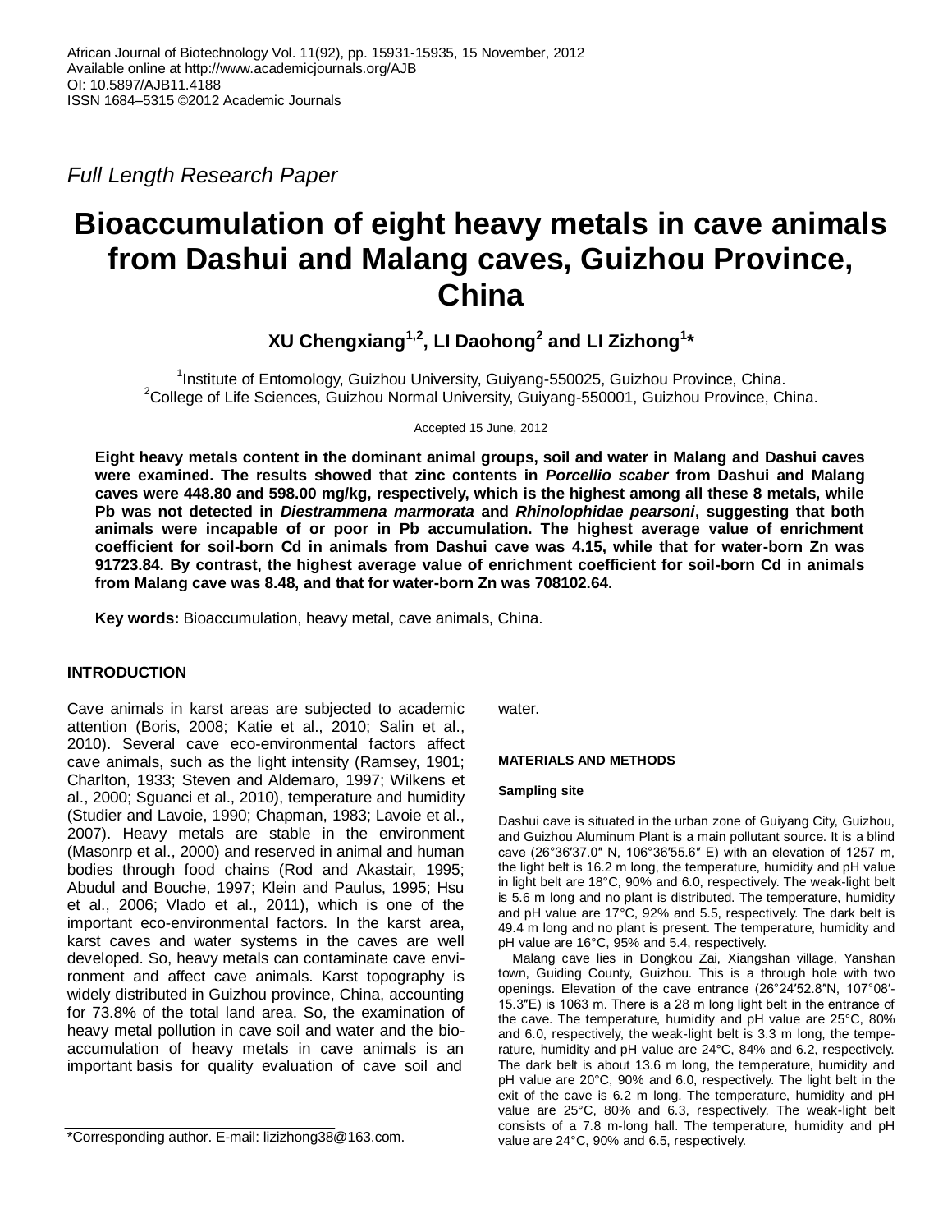*Full Length Research Paper*

# Bioaccumulation of eight heavy metals in cave animals from Dashui and Malang caves, Guizhou Province, China

**XU Chengxiang[1,2], LI Daohong[2] and LI Zizhong[1]***

[1]Institute of Entomology, Guizhou University, Guiyang-550025, Guizhou Province, China.
[2]College of Life Sciences, Guizhou Normal University, Guiyang-550001, Guizhou Province, China.

Accepted 15 June, 2012

**Eight heavy metals content in the dominant animal groups, soil and water in Malang and Dashui caves were examined. The results showed that zinc contents in *Porcellio scaber* from Dashui and Malang caves were 448.80 and 598.00 mg/kg, respectively, which is the highest among all these 8 metals, while Pb was not detected in *Diestrammena marmorata* and *Rhinolophidae pearsoni*, suggesting that both animals were incapable of or poor in Pb accumulation. The highest average value of enrichment coefficient for soil-born Cd in animals from Dashui cave was 4.15, while that for water-born Zn was 91723.84. By contrast, the highest average value of enrichment coefficient for soil-born Cd in animals from Malang cave was 8.48, and that for water-born Zn was 708102.64.**

**Key words:** Bioaccumulation, heavy metal, cave animals, China.

## INTRODUCTION

Cave animals in karst areas are subjected to academic attention (Boris, 2008; Katie et al., 2010; Salin et al., 2010). Several cave eco-environmental factors affect cave animals, such as the light intensity (Ramsey, 1901; Charlton, 1933; Steven and Aldemaro, 1997; Wilkens et al., 2000; Sguanci et al., 2010), temperature and humidity (Studier and Lavoie, 1990; Chapman, 1983; Lavoie et al., 2007). Heavy metals are stable in the environment (Masonrp et al., 2000) and reserved in animal and human bodies through food chains (Rod and Akastair, 1995; Abudul and Bouche, 1997; Klein and Paulus, 1995; Hsu et al., 2006; Vlado et al., 2011), which is one of the important eco-environmental factors. In the karst area, karst caves and water systems in the caves are well developed. So, heavy metals can contaminate cave environment and affect cave animals. Karst topography is widely distributed in Guizhou province, China, accounting for 73.8% of the total land area. So, the examination of heavy metal pollution in cave soil and water and the bio-accumulation of heavy metals in cave animals is an important basis for quality evaluation of cave soil and water.

## MATERIALS AND METHODS

### Sampling site

Dashui cave is situated in the urban zone of Guiyang City, Guizhou, and Guizhou Aluminum Plant is a main pollutant source. It is a blind cave (26°36′37.0″ N, 106°36′55.6″ E) with an elevation of 1257 m, the light belt is 16.2 m long, the temperature, humidity and pH value in light belt are 18°C, 90% and 6.0, respectively. The weak-light belt is 5.6 m long and no plant is distributed. The temperature, humidity and pH value are 17°C, 92% and 5.5, respectively. The dark belt is 49.4 m long and no plant is present. The temperature, humidity and pH value are 16°C, 95% and 5.4, respectively.

Malang cave lies in Dongkou Zai, Xiangshan village, Yanshan town, Guiding County, Guizhou. This is a through hole with two openings. Elevation of the cave entrance (26°24′52.8″N, 107°08′-15.3″E) is 1063 m. There is a 28 m long light belt in the entrance of the cave. The temperature, humidity and pH value are 25°C, 80% and 6.0, respectively, the weak-light belt is 3.3 m long, the temperature, humidity and pH value are 24°C, 84% and 6.2, respectively. The dark belt is about 13.6 m long, the temperature, humidity and pH value are 20°C, 90% and 6.0, respectively. The light belt in the exit of the cave is 6.2 m long. The temperature, humidity and pH value are 25°C, 80% and 6.3, respectively. The weak-light belt consists of a 7.8 m-long hall. The temperature, humidity and pH value are 24°C, 90% and 6.5, respectively.

*Corresponding author. E-mail: lizizhong38@163.com.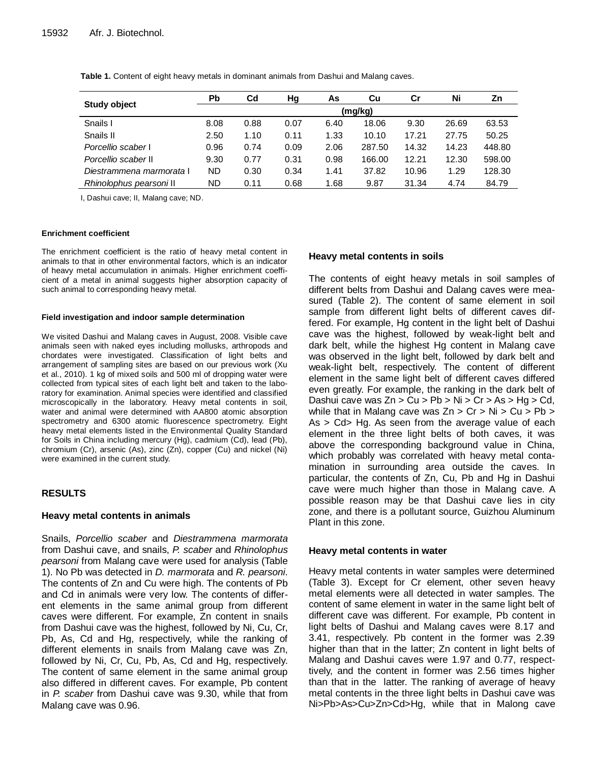**Table 1.** Content of eight heavy metals in dominant animals from Dashui and Malang caves.

| Study object | Pb | Cd | Hg | As | Cu | Cr | Ni | Zn |
|---|---|---|---|---|---|---|---|---|
| | (mg/kg) | | | | | | | |
| Snails I | 8.08 | 0.88 | 0.07 | 6.40 | 18.06 | 9.30 | 26.69 | 63.53 |
| Snails II | 2.50 | 1.10 | 0.11 | 1.33 | 10.10 | 17.21 | 27.75 | 50.25 |
| *Porcellio scaber* I | 0.96 | 0.74 | 0.09 | 2.06 | 287.50 | 14.32 | 14.23 | 448.80 |
| *Porcellio scaber* II | 9.30 | 0.77 | 0.31 | 0.98 | 166.00 | 12.21 | 12.30 | 598.00 |
| *Diestrammena marmorata* I | ND | 0.30 | 0.34 | 1.41 | 37.82 | 10.96 | 1.29 | 128.30 |
| *Rhinolophus pearsoni* II | ND | 0.11 | 0.68 | 1.68 | 9.87 | 31.34 | 4.74 | 84.79 |

I, Dashui cave; II, Malang cave; ND.

#### Enrichment coefficient

The enrichment coefficient is the ratio of heavy metal content in animals to that in other environmental factors, which is an indicator of heavy metal accumulation in animals. Higher enrichment coefficient of a metal in animal suggests higher absorption capacity of such animal to corresponding heavy metal.

#### Field investigation and indoor sample determination

We visited Dashui and Malang caves in August, 2008. Visible cave animals seen with naked eyes including mollusks, arthropods and chordates were investigated. Classification of light belts and arrangement of sampling sites are based on our previous work (Xu et al., 2010). 1 kg of mixed soils and 500 ml of dropping water were collected from typical sites of each light belt and taken to the laboratory for examination. Animal species were identified and classified microscopically in the laboratory. Heavy metal contents in soil, water and animal were determined with AA800 atomic absorption spectrometry and 6300 atomic fluorescence spectrometry. Eight heavy metal elements listed in the Environmental Quality Standard for Soils in China including mercury (Hg), cadmium (Cd), lead (Pb), chromium (Cr), arsenic (As), zinc (Zn), copper (Cu) and nickel (Ni) were examined in the current study.

## RESULTS

### Heavy metal contents in animals

Snails, *Porcellio scaber* and *Diestrammena marmorata* from Dashui cave, and snails, *P. scaber* and *Rhinolophus pearsoni* from Malang cave were used for analysis (Table 1). No Pb was detected in *D. marmorata* and *R. pearsoni*. The contents of Zn and Cu were high. The contents of Pb and Cd in animals were very low. The contents of different elements in the same animal group from different caves were different. For example, Zn content in snails from Dashui cave was the highest, followed by Ni, Cu, Cr, Pb, As, Cd and Hg, respectively, while the ranking of different elements in snails from Malang cave was Zn, followed by Ni, Cr, Cu, Pb, As, Cd and Hg, respectively. The content of same element in the same animal group also differed in different caves. For example, Pb content in *P. scaber* from Dashui cave was 9.30, while that from Malang cave was 0.96.

### Heavy metal contents in soils

The contents of eight heavy metals in soil samples of different belts from Dashui and Dalang caves were measured (Table 2). The content of same element in soil sample from different light belts of different caves differed. For example, Hg content in the light belt of Dashui cave was the highest, followed by weak-light belt and dark belt, while the highest Hg content in Malang cave was observed in the light belt, followed by dark belt and weak-light belt, respectively. The content of different element in the same light belt of different caves differed even greatly. For example, the ranking in the dark belt of Dashui cave was Zn > Cu > Pb > Ni > Cr > As > Hg > Cd, while that in Malang cave was Zn > Cr > Ni > Cu > Pb > As > Cd> Hg. As seen from the average value of each element in the three light belts of both caves, it was above the corresponding background value in China, which probably was correlated with heavy metal contamination in surrounding area outside the caves. In particular, the contents of Zn, Cu, Pb and Hg in Dashui cave were much higher than those in Malang cave. A possible reason may be that Dashui cave lies in city zone, and there is a pollutant source, Guizhou Aluminum Plant in this zone.

### Heavy metal contents in water

Heavy metal contents in water samples were determined (Table 3). Except for Cr element, other seven heavy metal elements were all detected in water samples. The content of same element in water in the same light belt of different cave was different. For example, Pb content in light belts of Dashui and Malang caves were 8.17 and 3.41, respectively. Pb content in the former was 2.39 higher than that in the latter; Zn content in light belts of Malang and Dashui caves were 1.97 and 0.77, respectively, and the content in former was 2.56 times higher than that in the latter. The ranking of average of heavy metal contents in the three light belts in Dashui cave was Ni>Pb>As>Cu>Zn>Cd>Hg, while that in Malong cave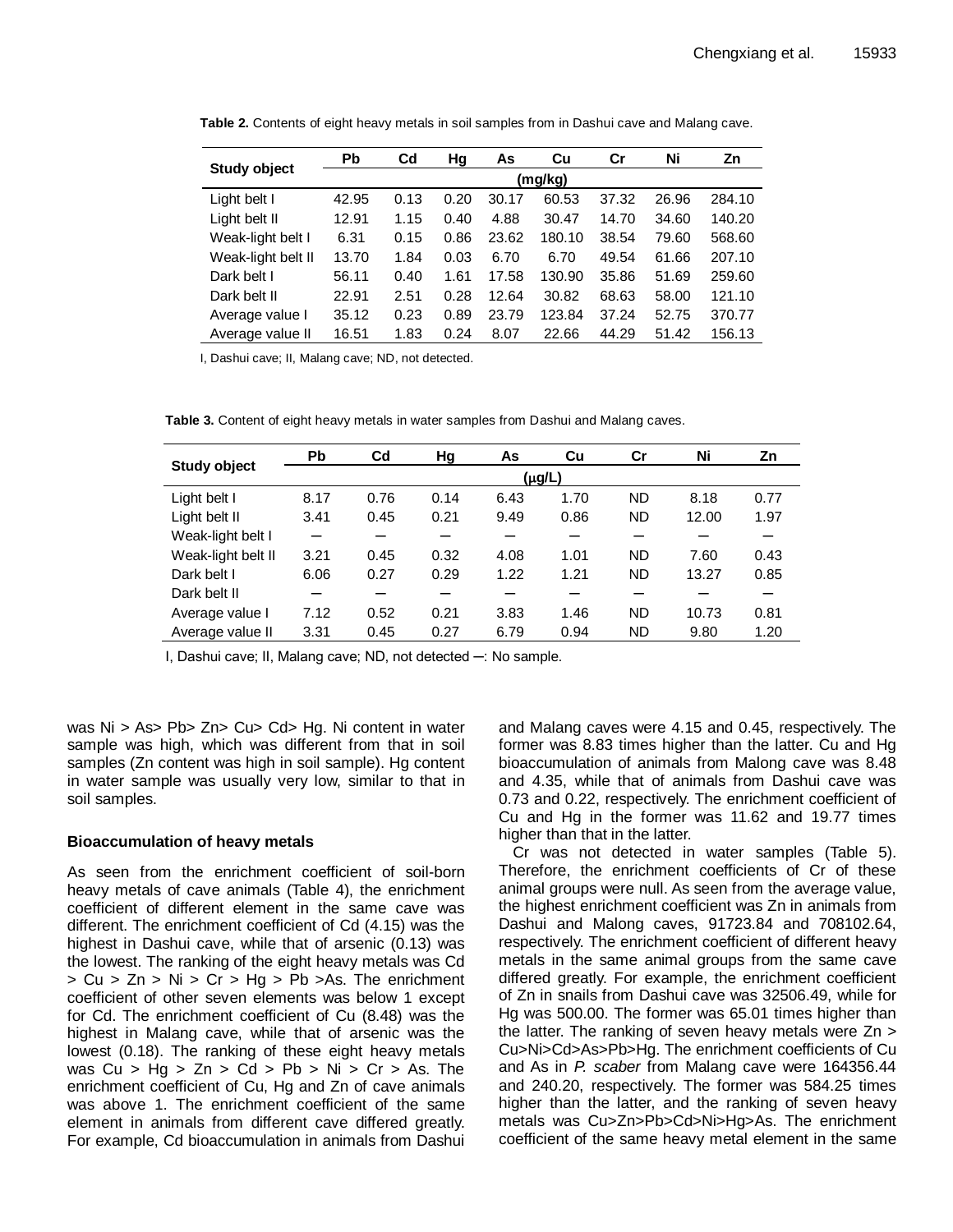**Table 2.** Contents of eight heavy metals in soil samples from in Dashui cave and Malang cave.

| Study object | Pb | Cd | Hg | As | Cu | Cr | Ni | Zn |
|---|---|---|---|---|---|---|---|---|
| | (mg/kg) | | | | | | | |
| Light belt I | 42.95 | 0.13 | 0.20 | 30.17 | 60.53 | 37.32 | 26.96 | 284.10 |
| Light belt II | 12.91 | 1.15 | 0.40 | 4.88 | 30.47 | 14.70 | 34.60 | 140.20 |
| Weak-light belt I | 6.31 | 0.15 | 0.86 | 23.62 | 180.10 | 38.54 | 79.60 | 568.60 |
| Weak-light belt II | 13.70 | 1.84 | 0.03 | 6.70 | 6.70 | 49.54 | 61.66 | 207.10 |
| Dark belt I | 56.11 | 0.40 | 1.61 | 17.58 | 130.90 | 35.86 | 51.69 | 259.60 |
| Dark belt II | 22.91 | 2.51 | 0.28 | 12.64 | 30.82 | 68.63 | 58.00 | 121.10 |
| Average value I | 35.12 | 0.23 | 0.89 | 23.79 | 123.84 | 37.24 | 52.75 | 370.77 |
| Average value II | 16.51 | 1.83 | 0.24 | 8.07 | 22.66 | 44.29 | 51.42 | 156.13 |

I, Dashui cave; II, Malang cave; ND, not detected.

**Table 3.** Content of eight heavy metals in water samples from Dashui and Malang caves.

| Study object | Pb | Cd | Hg | As | Cu | Cr | Ni | Zn |
|---|---|---|---|---|---|---|---|---|
| | (μg/L) | | | | | | | |
| Light belt I | 8.17 | 0.76 | 0.14 | 6.43 | 1.70 | ND | 8.18 | 0.77 |
| Light belt II | 3.41 | 0.45 | 0.21 | 9.49 | 0.86 | ND | 12.00 | 1.97 |
| Weak-light belt I | — | — | — | — | — | — | — | — |
| Weak-light belt II | 3.21 | 0.45 | 0.32 | 4.08 | 1.01 | ND | 7.60 | 0.43 |
| Dark belt I | 6.06 | 0.27 | 0.29 | 1.22 | 1.21 | ND | 13.27 | 0.85 |
| Dark belt II | — | — | — | — | — | — | — | — |
| Average value I | 7.12 | 0.52 | 0.21 | 3.83 | 1.46 | ND | 10.73 | 0.81 |
| Average value II | 3.31 | 0.45 | 0.27 | 6.79 | 0.94 | ND | 9.80 | 1.20 |

I, Dashui cave; II, Malang cave; ND, not detected —: No sample.

was Ni > As> Pb> Zn> Cu> Cd> Hg. Ni content in water sample was high, which was different from that in soil samples (Zn content was high in soil sample). Hg content in water sample was usually very low, similar to that in soil samples.

### Bioaccumulation of heavy metals

As seen from the enrichment coefficient of soil-born heavy metals of cave animals (Table 4), the enrichment coefficient of different element in the same cave was different. The enrichment coefficient of Cd (4.15) was the highest in Dashui cave, while that of arsenic (0.13) was the lowest. The ranking of the eight heavy metals was Cd > Cu > Zn > Ni > Cr > Hg > Pb >As. The enrichment coefficient of other seven elements was below 1 except for Cd. The enrichment coefficient of Cu (8.48) was the highest in Malang cave, while that of arsenic was the lowest (0.18). The ranking of these eight heavy metals was Cu > Hg > Zn > Cd > Pb > Ni > Cr > As. The enrichment coefficient of Cu, Hg and Zn of cave animals was above 1. The enrichment coefficient of the same element in animals from different cave differed greatly. For example, Cd bioaccumulation in animals from Dashui and Malang caves were 4.15 and 0.45, respectively. The former was 8.83 times higher than the latter. Cu and Hg bioaccumulation of animals from Malong cave was 8.48 and 4.35, while that of animals from Dashui cave was 0.73 and 0.22, respectively. The enrichment coefficient of Cu and Hg in the former was 11.62 and 19.77 times higher than that in the latter.

Cr was not detected in water samples (Table 5). Therefore, the enrichment coefficients of Cr of these animal groups were null. As seen from the average value, the highest enrichment coefficient was Zn in animals from Dashui and Malong caves, 91723.84 and 708102.64, respectively. The enrichment coefficient of different heavy metals in the same animal groups from the same cave differed greatly. For example, the enrichment coefficient of Zn in snails from Dashui cave was 32506.49, while for Hg was 500.00. The former was 65.01 times higher than the latter. The ranking of seven heavy metals were Zn > Cu>Ni>Cd>As>Pb>Hg. The enrichment coefficients of Cu and As in *P. scaber* from Malang cave were 164356.44 and 240.20, respectively. The former was 584.25 times higher than the latter, and the ranking of seven heavy metals was Cu>Zn>Pb>Cd>Ni>Hg>As. The enrichment coefficient of the same heavy metal element in the same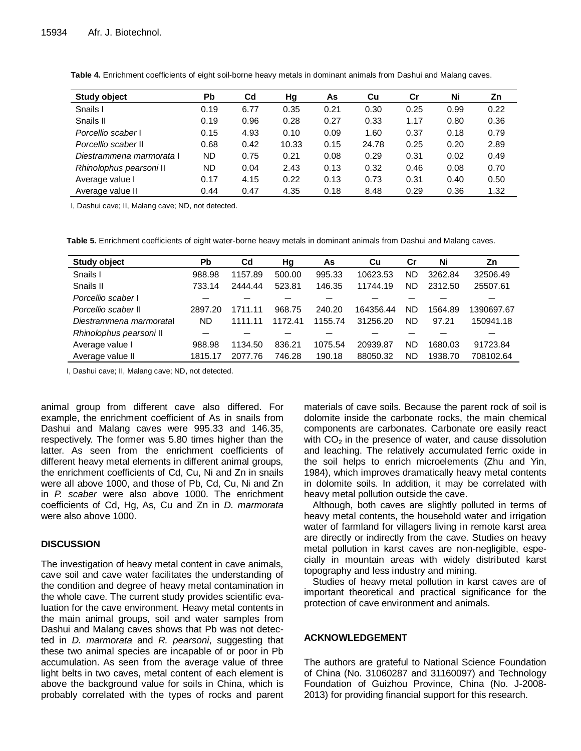**Table 4.** Enrichment coefficients of eight soil-borne heavy metals in dominant animals from Dashui and Malang caves.

| Study object | Pb | Cd | Hg | As | Cu | Cr | Ni | Zn |
|---|---|---|---|---|---|---|---|---|
| Snails I | 0.19 | 6.77 | 0.35 | 0.21 | 0.30 | 0.25 | 0.99 | 0.22 |
| Snails II | 0.19 | 0.96 | 0.28 | 0.27 | 0.33 | 1.17 | 0.80 | 0.36 |
| *Porcellio scaber* I | 0.15 | 4.93 | 0.10 | 0.09 | 1.60 | 0.37 | 0.18 | 0.79 |
| *Porcellio scaber* II | 0.68 | 0.42 | 10.33 | 0.15 | 24.78 | 0.25 | 0.20 | 2.89 |
| *Diestrammena marmorata* I | ND | 0.75 | 0.21 | 0.08 | 0.29 | 0.31 | 0.02 | 0.49 |
| *Rhinolophus pearsoni* II | ND | 0.04 | 2.43 | 0.13 | 0.32 | 0.46 | 0.08 | 0.70 |
| Average value I | 0.17 | 4.15 | 0.22 | 0.13 | 0.73 | 0.31 | 0.40 | 0.50 |
| Average value II | 0.44 | 0.47 | 4.35 | 0.18 | 8.48 | 0.29 | 0.36 | 1.32 |

I, Dashui cave; II, Malang cave; ND, not detected.

**Table 5.** Enrichment coefficients of eight water-borne heavy metals in dominant animals from Dashui and Malang caves.

| Study object | Pb | Cd | Hg | As | Cu | Cr | Ni | Zn |
|---|---|---|---|---|---|---|---|---|
| Snails I | 988.98 | 1157.89 | 500.00 | 995.33 | 10623.53 | ND | 3262.84 | 32506.49 |
| Snails II | 733.14 | 2444.44 | 523.81 | 146.35 | 11744.19 | ND | 2312.50 | 25507.61 |
| *Porcellio scaber* I | — | — | — | — | — | — | — | — |
| *Porcellio scaber* II | 2897.20 | 1711.11 | 968.75 | 240.20 | 164356.44 | ND | 1564.89 | 1390697.67 |
| *Diestrammena marmorata* I | ND | 1111.11 | 1172.41 | 1155.74 | 31256.20 | ND | 97.21 | 150941.18 |
| *Rhinolophus pearsoni* II | — | — | — | — | — | — | — | — |
| Average value I | 988.98 | 1134.50 | 836.21 | 1075.54 | 20939.87 | ND | 1680.03 | 91723.84 |
| Average value II | 1815.17 | 2077.76 | 746.28 | 190.18 | 88050.32 | ND | 1938.70 | 708102.64 |

I, Dashui cave; II, Malang cave; ND, not detected.

animal group from different cave also differed. For example, the enrichment coefficient of As in snails from Dashui and Malang caves were 995.33 and 146.35, respectively. The former was 5.80 times higher than the latter. As seen from the enrichment coefficients of different heavy metal elements in different animal groups, the enrichment coefficients of Cd, Cu, Ni and Zn in snails were all above 1000, and those of Pb, Cd, Cu, Ni and Zn in *P. scaber* were also above 1000. The enrichment coefficients of Cd, Hg, As, Cu and Zn in *D. marmorata* were also above 1000.

## DISCUSSION

The investigation of heavy metal content in cave animals, cave soil and cave water facilitates the understanding of the condition and degree of heavy metal contamination in the whole cave. The current study provides scientific evaluation for the cave environment. Heavy metal contents in the main animal groups, soil and water samples from Dashui and Malang caves shows that Pb was not detected in *D. marmorata* and *R. pearsoni*, suggesting that these two animal species are incapable of or poor in Pb accumulation. As seen from the average value of three light belts in two caves, metal content of each element is above the background value for soils in China, which is probably correlated with the types of rocks and parent materials of cave soils. Because the parent rock of soil is dolomite inside the carbonate rocks, the main chemical components are carbonates. Carbonate ore easily react with $CO_2$ in the presence of water, and cause dissolution and leaching. The relatively accumulated ferric oxide in the soil helps to enrich microelements (Zhu and Yin, 1984), which improves dramatically heavy metal contents in dolomite soils. In addition, it may be correlated with heavy metal pollution outside the cave.

Although, both caves are slightly polluted in terms of heavy metal contents, the household water and irrigation water of farmland for villagers living in remote karst area are directly or indirectly from the cave. Studies on heavy metal pollution in karst caves are non-negligible, especially in mountain areas with widely distributed karst topography and less industry and mining.

Studies of heavy metal pollution in karst caves are of important theoretical and practical significance for the protection of cave environment and animals.

## ACKNOWLEDGEMENT

The authors are grateful to National Science Foundation of China (No. 31060287 and 31160097) and Technology Foundation of Guizhou Province, China (No. J-2008-2013) for providing financial support for this research.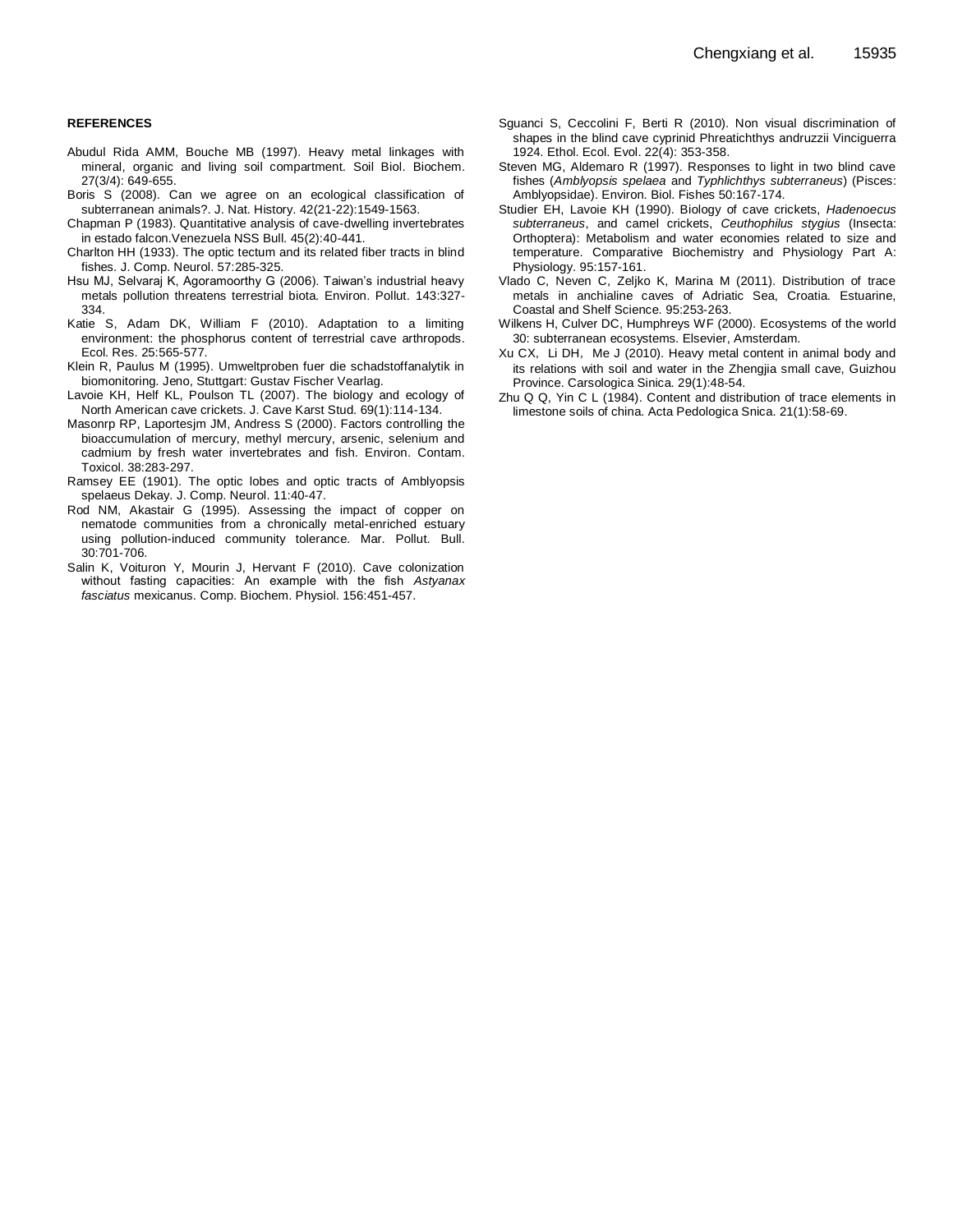## REFERENCES

Abudul Rida AMM, Bouche MB (1997). Heavy metal linkages with mineral, organic and living soil compartment. Soil Biol. Biochem. 27(3/4): 649-655.

Boris S (2008). Can we agree on an ecological classification of subterranean animals?. J. Nat. History. 42(21-22):1549-1563.

Chapman P (1983). Quantitative analysis of cave-dwelling invertebrates in estado falcon.Venezuela NSS Bull. 45(2):40-441.

Charlton HH (1933). The optic tectum and its related fiber tracts in blind fishes. J. Comp. Neurol. 57:285-325.

Hsu MJ, Selvaraj K, Agoramoorthy G (2006). Taiwan's industrial heavy metals pollution threatens terrestrial biota. Environ. Pollut. 143:327-334.

Katie S, Adam DK, William F (2010). Adaptation to a limiting environment: the phosphorus content of terrestrial cave arthropods. Ecol. Res. 25:565-577.

Klein R, Paulus M (1995). Umweltproben fuer die schadstoffanalytik in biomonitoring. Jeno, Stuttgart: Gustav Fischer Vearlag.

Lavoie KH, Helf KL, Poulson TL (2007). The biology and ecology of North American cave crickets. J. Cave Karst Stud. 69(1):114-134.

Masonrp RP, Laportesjm JM, Andress S (2000). Factors controlling the bioaccumulation of mercury, methyl mercury, arsenic, selenium and cadmium by fresh water invertebrates and fish. Environ. Contam. Toxicol. 38:283-297.

Ramsey EE (1901). The optic lobes and optic tracts of Amblyopsis spelaeus Dekay. J. Comp. Neurol. 11:40-47.

Rod NM, Akastair G (1995). Assessing the impact of copper on nematode communities from a chronically metal-enriched estuary using pollution-induced community tolerance. Mar. Pollut. Bull. 30:701-706.

Salin K, Voituron Y, Mourin J, Hervant F (2010). Cave colonization without fasting capacities: An example with the fish *Astyanax fasciatus* mexicanus. Comp. Biochem. Physiol. 156:451-457.

Sguanci S, Ceccolini F, Berti R (2010). Non visual discrimination of shapes in the blind cave cyprinid Phreatichthys andruzzii Vinciguerra 1924. Ethol. Ecol. Evol. 22(4): 353-358.

Steven MG, Aldemaro R (1997). Responses to light in two blind cave fishes (*Amblyopsis spelaea* and *Typhlichthys subterraneus*) (Pisces: Amblyopsidae). Environ. Biol. Fishes 50:167-174.

Studier EH, Lavoie KH (1990). Biology of cave crickets, *Hadenoecus subterraneus*, and camel crickets, *Ceuthophilus stygius* (Insecta: Orthoptera): Metabolism and water economies related to size and temperature. Comparative Biochemistry and Physiology Part A: Physiology. 95:157-161.

Vlado C, Neven C, Zeljko K, Marina M (2011). Distribution of trace metals in anchialine caves of Adriatic Sea, Croatia. Estuarine, Coastal and Shelf Science. 95:253-263.

Wilkens H, Culver DC, Humphreys WF (2000). Ecosystems of the world 30: subterranean ecosystems. Elsevier, Amsterdam.

Xu CX, Li DH, Me J (2010). Heavy metal content in animal body and its relations with soil and water in the Zhengjia small cave, Guizhou Province. Carsologica Sinica. 29(1):48-54.

Zhu Q Q, Yin C L (1984). Content and distribution of trace elements in limestone soils of china. Acta Pedologica Snica. 21(1):58-69.